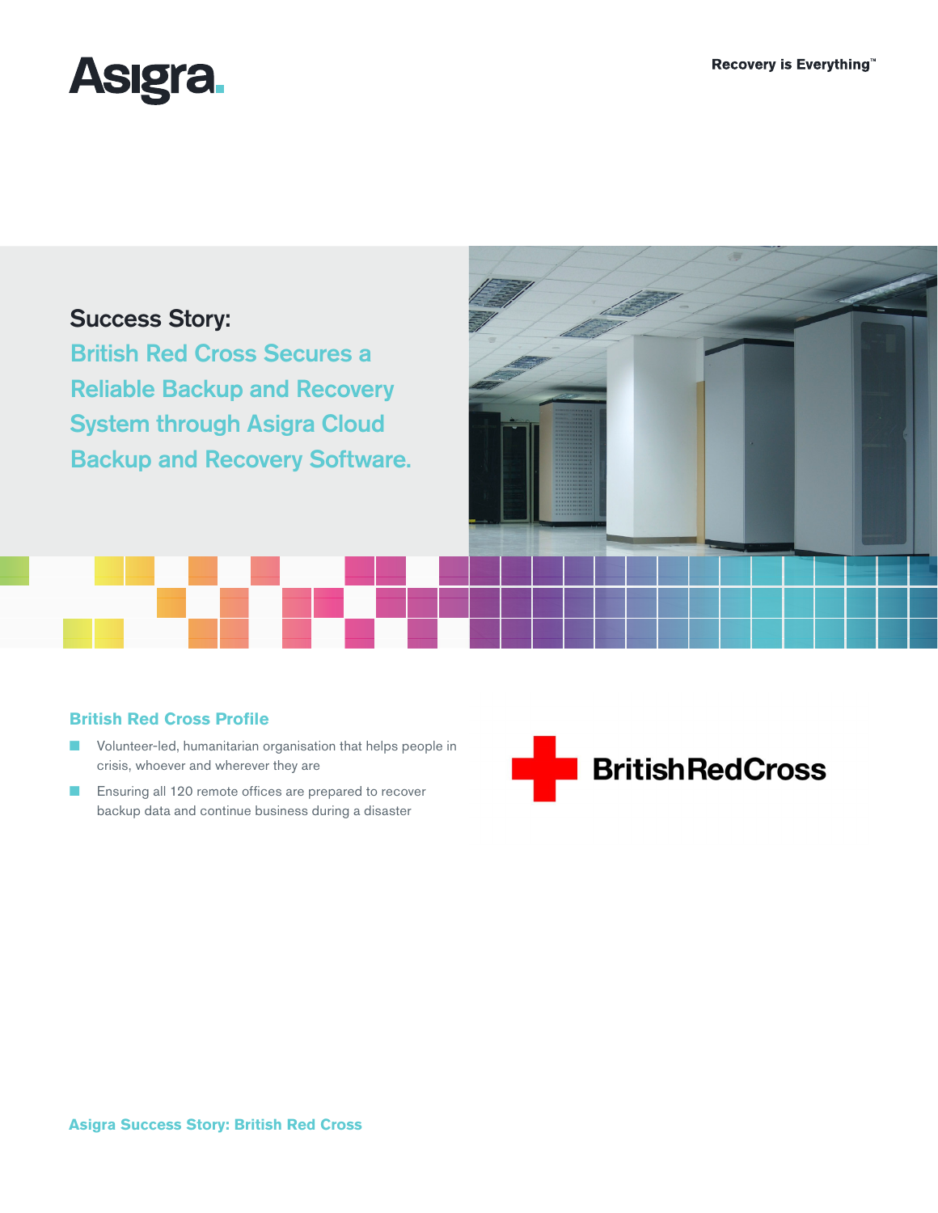Recovery is Everything™

# Success Story:

## British Red Cross Secures a Reliable Backup and Recovery System through Asigra Cloud Backup and Recovery Software.

### British Red Cross Profile

- Volunteer-led, humanitarian organisation that helps people in crisis, whoever and wherever they are
- Ensuring all 120 remote offices are prepared to recover backup data and continue business during a disaster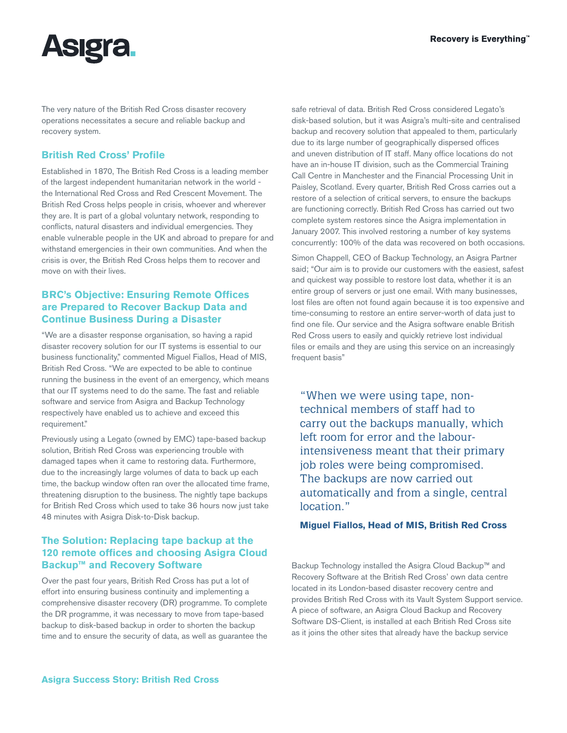The very nature of the British Red Cross disaster recovery operations necessitates a secure and reliable backup and recovery system.

## British Red Cross' Profile

Established in 1870, The British Red Cross is a leading member of the largest independent humanitarian network in the world - the International Red Cross and Red Crescent Movement. The British Red Cross helps people in crisis, whoever and wherever they are. It is part of a global voluntary network, responding to conflicts, natural disasters and individual emergencies. They enable vulnerable people in the UK and abroad to prepare for and withstand emergencies in their own communities. And when the crisis is over, the British Red Cross helps them to recover and move on with their lives.

## BRC's Objective: Ensuring Remote Offices are Prepared to Recover Backup Data and Continue Business During a Disaster

"We are a disaster response organisation, so having a rapid disaster recovery solution for our IT systems is essential to our business functionality," commented Miguel Fiallos, Head of MIS, British Red Cross. "We are expected to be able to continue running the business in the event of an emergency, which means that our IT systems need to do the same. The fast and reliable software and service from Asigra and Backup Technology respectively have enabled us to achieve and exceed this requirement."

Previously using a Legato (owned by EMC) tape-based backup solution, British Red Cross was experiencing trouble with damaged tapes when it came to restoring data. Furthermore, due to the increasingly large volumes of data to back up each time, the backup window often ran over the allocated time frame, threatening disruption to the business. The nightly tape backups for British Red Cross which used to take 36 hours now just take 48 minutes with Asigra Disk-to-Disk backup.

## The Solution: Replacing tape backup at the 120 remote offices and choosing Asigra Cloud Backup™ and Recovery Software

Over the past four years, British Red Cross has put a lot of effort into ensuring business continuity and implementing a comprehensive disaster recovery (DR) programme. To complete the DR programme, it was necessary to move from tape-based backup to disk-based backup in order to shorten the backup time and to ensure the security of data, as well as guarantee the safe retrieval of data. British Red Cross considered Legato's disk-based solution, but it was Asigra's multi-site and centralised backup and recovery solution that appealed to them, particularly due to its large number of geographically dispersed offices and uneven distribution of IT staff. Many office locations do not have an in-house IT division, such as the Commercial Training Call Centre in Manchester and the Financial Processing Unit in Paisley, Scotland. Every quarter, British Red Cross carries out a restore of a selection of critical servers, to ensure the backups are functioning correctly. British Red Cross has carried out two complete system restores since the Asigra implementation in January 2007. This involved restoring a number of key systems concurrently: 100% of the data was recovered on both occasions.

Simon Chappell, CEO of Backup Technology, an Asigra Partner said; "Our aim is to provide our customers with the easiest, safest and quickest way possible to restore lost data, whether it is an entire group of servers or just one email. With many businesses, lost files are often not found again because it is too expensive and time-consuming to restore an entire server-worth of data just to find one file. Our service and the Asigra software enable British Red Cross users to easily and quickly retrieve lost individual files or emails and they are using this service on an increasingly frequent basis"

> "When we were using tape, non-technical members of staff had to carry out the backups manually, which left room for error and the labour-intensiveness meant that their primary job roles were being compromised. The backups are now carried out automatically and from a single, central location."
>
> **Miguel Fiallos, Head of MIS, British Red Cross**

Backup Technology installed the Asigra Cloud Backup™ and Recovery Software at the British Red Cross' own data centre located in its London-based disaster recovery centre and provides British Red Cross with its Vault System Support service. A piece of software, an Asigra Cloud Backup and Recovery Software DS-Client, is installed at each British Red Cross site as it joins the other sites that already have the backup service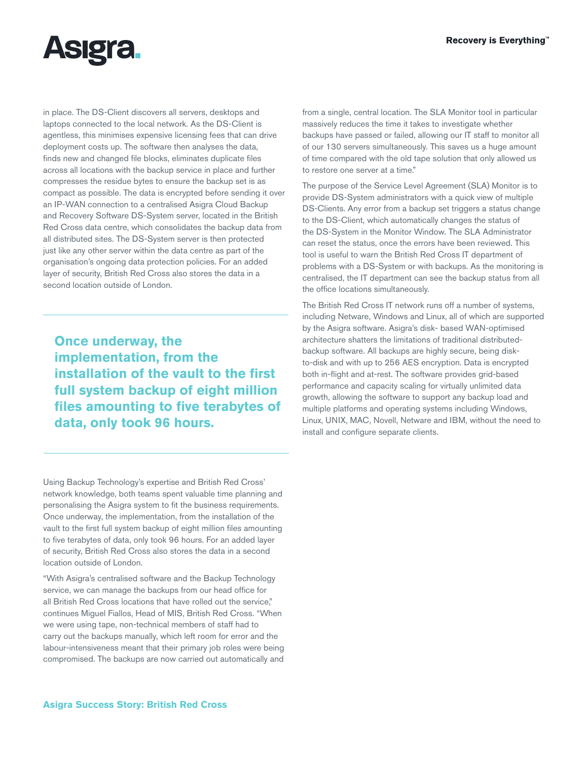in place. The DS-Client discovers all servers, desktops and laptops connected to the local network. As the DS-Client is agentless, this minimises expensive licensing fees that can drive deployment costs up. The software then analyses the data, finds new and changed file blocks, eliminates duplicate files across all locations with the backup service in place and further compresses the residue bytes to ensure the backup set is as compact as possible. The data is encrypted before sending it over an IP-WAN connection to a centralised Asigra Cloud Backup and Recovery Software DS-System server, located in the British Red Cross data centre, which consolidates the backup data from all distributed sites. The DS-System server is then protected just like any other server within the data centre as part of the organisation's ongoing data protection policies. For an added layer of security, British Red Cross also stores the data in a second location outside of London.

> **Once underway, the implementation, from the installation of the vault to the first full system backup of eight million files amounting to five terabytes of data, only took 96 hours.**

Using Backup Technology's expertise and British Red Cross' network knowledge, both teams spent valuable time planning and personalising the Asigra system to fit the business requirements. Once underway, the implementation, from the installation of the vault to the first full system backup of eight million files amounting to five terabytes of data, only took 96 hours. For an added layer of security, British Red Cross also stores the data in a second location outside of London.

"With Asigra's centralised software and the Backup Technology service, we can manage the backups from our head office for all British Red Cross locations that have rolled out the service," continues Miguel Fiallos, Head of MIS, British Red Cross. "When we were using tape, non-technical members of staff had to carry out the backups manually, which left room for error and the labour-intensiveness meant that their primary job roles were being compromised. The backups are now carried out automatically and from a single, central location. The SLA Monitor tool in particular massively reduces the time it takes to investigate whether backups have passed or failed, allowing our IT staff to monitor all of our 130 servers simultaneously. This saves us a huge amount of time compared with the old tape solution that only allowed us to restore one server at a time."

The purpose of the Service Level Agreement (SLA) Monitor is to provide DS-System administrators with a quick view of multiple DS-Clients. Any error from a backup set triggers a status change to the DS-Client, which automatically changes the status of the DS-System in the Monitor Window. The SLA Administrator can reset the status, once the errors have been reviewed. This tool is useful to warn the British Red Cross IT department of problems with a DS-System or with backups. As the monitoring is centralised, the IT department can see the backup status from all the office locations simultaneously.

The British Red Cross IT network runs off a number of systems, including Netware, Windows and Linux, all of which are supported by the Asigra software. Asigra's disk- based WAN-optimised architecture shatters the limitations of traditional distributed-backup software. All backups are highly secure, being disk-to-disk and with up to 256 AES encryption. Data is encrypted both in-flight and at-rest. The software provides grid-based performance and capacity scaling for virtually unlimited data growth, allowing the software to support any backup load and multiple platforms and operating systems including Windows, Linux, UNIX, MAC, Novell, Netware and IBM, without the need to install and configure separate clients.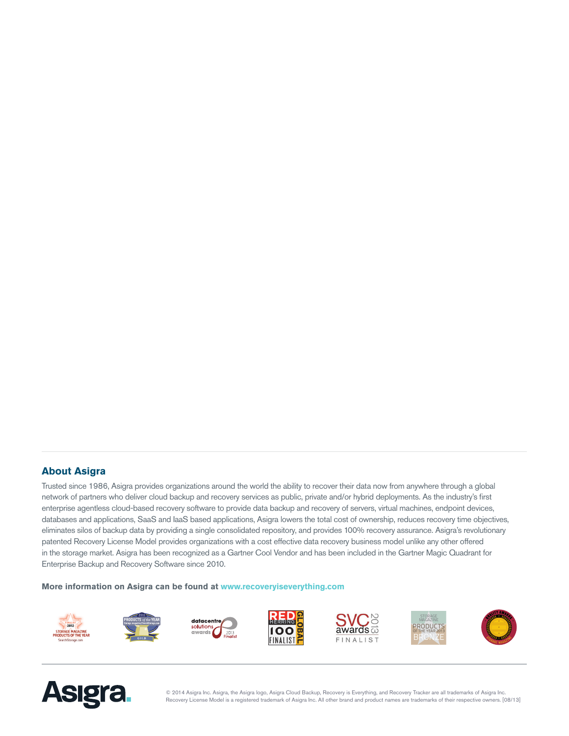## About Asigra

Trusted since 1986, Asigra provides organizations around the world the ability to recover their data now from anywhere through a global network of partners who deliver cloud backup and recovery services as public, private and/or hybrid deployments. As the industry's first enterprise agentless cloud-based recovery software to provide data backup and recovery of servers, virtual machines, endpoint devices, databases and applications, SaaS and IaaS based applications, Asigra lowers the total cost of ownership, reduces recovery time objectives, eliminates silos of backup data by providing a single consolidated repository, and provides 100% recovery assurance. Asigra's revolutionary patented Recovery License Model provides organizations with a cost effective data recovery business model unlike any other offered in the storage market. Asigra has been recognized as a Gartner Cool Vendor and has been included in the Gartner Magic Quadrant for Enterprise Backup and Recovery Software since 2010.

**More information on Asigra can be found at www.recoveryiseverything.com**

Asigra.

© 2014 Asigra Inc. Asigra, the Asigra logo, Asigra Cloud Backup, Recovery is Everything, and Recovery Tracker are all trademarks of Asigra Inc. Recovery License Model is a registered trademark of Asigra Inc. All other brand and product names are trademarks of their respective owners. [08/13]